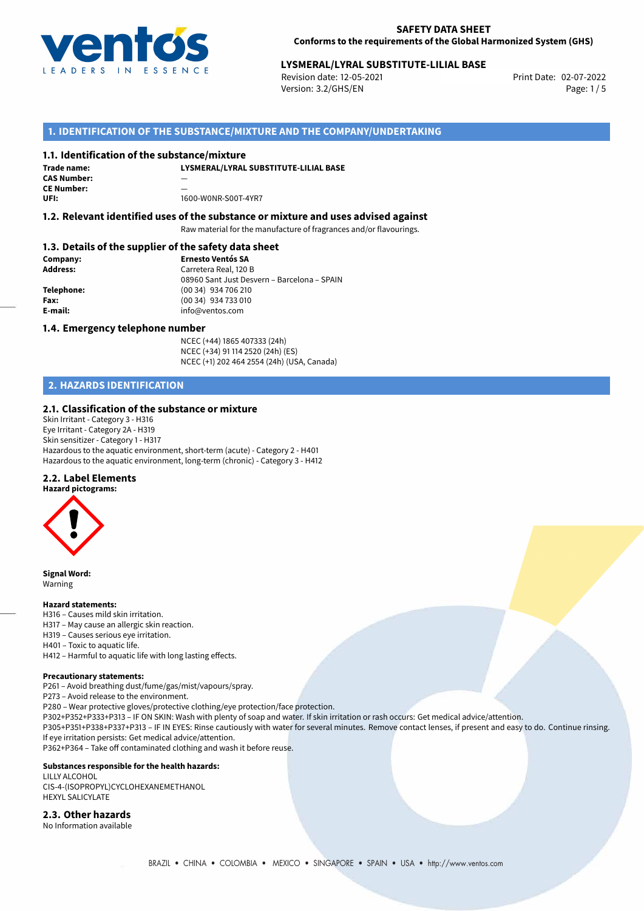**SAFETY DATA SHEET**
**Conforms to the requirements of the Global Harmonized System (GHS)**

**LYSMERAL/LYRAL SUBSTITUTE-LILIAL BASE**
Revision date: 12-05-2021
Version: 3.2/GHS/EN
Print Date: 02-07-2022

## 1. IDENTIFICATION OF THE SUBSTANCE/MIXTURE AND THE COMPANY/UNDERTAKING

### 1.1. Identification of the substance/mixture

**Trade name:** LYSMERAL/LYRAL SUBSTITUTE-LILIAL BASE
**CAS Number:** —
**CE Number:** —
**UFI:** 1600-W0NR-S00T-4YR7

### 1.2. Relevant identified uses of the substance or mixture and uses advised against

Raw material for the manufacture of fragrances and/or flavourings.

### 1.3. Details of the supplier of the safety data sheet

**Company:** Ernesto Ventós SA
**Address:** Carretera Real, 120 B
08960 Sant Just Desvern – Barcelona – SPAIN
**Telephone:** (00 34) 934 706 210
**Fax:** (00 34) 934 733 010
**E-mail:** info@ventos.com

### 1.4. Emergency telephone number

NCEC (+44) 1865 407333 (24h)
NCEC (+34) 91 114 2520 (24h) (ES)
NCEC (+1) 202 464 2554 (24h) (USA, Canada)

## 2. HAZARDS IDENTIFICATION

### 2.1. Classification of the substance or mixture

Skin Irritant - Category 3 - H316
Eye Irritant - Category 2A - H319
Skin sensitizer - Category 1 - H317
Hazardous to the aquatic environment, short-term (acute) - Category 2 - H401
Hazardous to the aquatic environment, long-term (chronic) - Category 3 - H412

### 2.2. Label Elements

**Hazard pictograms:**

**Signal Word:**
Warning

**Hazard statements:**
H316 – Causes mild skin irritation.
H317 – May cause an allergic skin reaction.
H319 – Causes serious eye irritation.
H401 – Toxic to aquatic life.
H412 – Harmful to aquatic life with long lasting effects.

**Precautionary statements:**
P261 – Avoid breathing dust/fume/gas/mist/vapours/spray.
P273 – Avoid release to the environment.
P280 – Wear protective gloves/protective clothing/eye protection/face protection.
P302+P352+P333+P313 – IF ON SKIN: Wash with plenty of soap and water. If skin irritation or rash occurs: Get medical advice/attention.
P305+P351+P338+P337+P313 – IF IN EYES: Rinse cautiously with water for several minutes. Remove contact lenses, if present and easy to do. Continue rinsing. If eye irritation persists: Get medical advice/attention.
P362+P364 – Take off contaminated clothing and wash it before reuse.

**Substances responsible for the health hazards:**
LILLY ALCOHOL
CIS-4-(ISOPROPYL)CYCLOHEXANEMETHANOL
HEXYL SALICYLATE

### 2.3. Other hazards

No Information available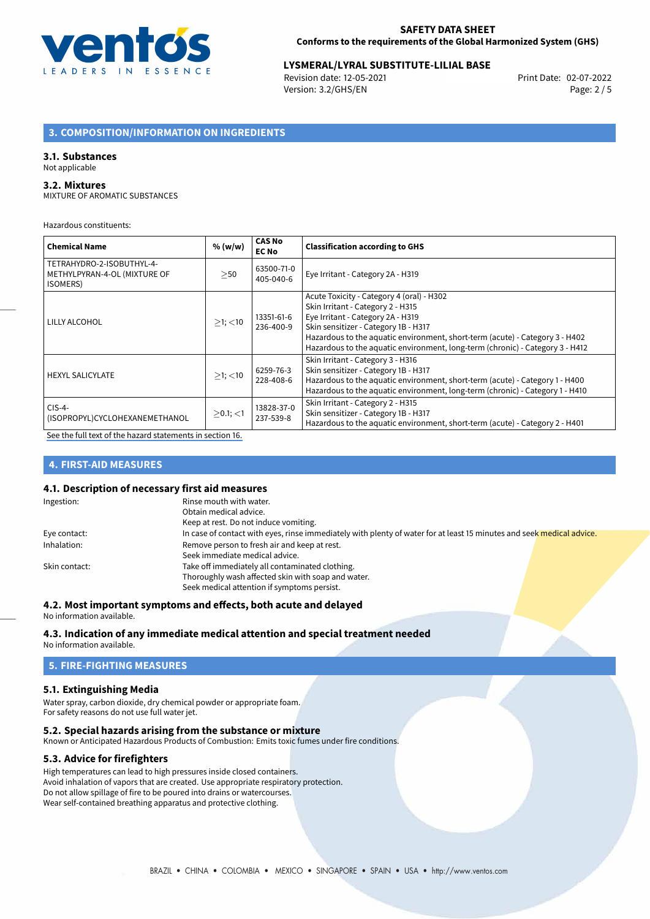## 3. COMPOSITION/INFORMATION ON INGREDIENTS

### 3.1. Substances

Not applicable

### 3.2. Mixtures

MIXTURE OF AROMATIC SUBSTANCES

Hazardous constituents:

| Chemical Name | % (w/w) | CAS No EC No | Classification according to GHS |
|---|---|---|---|
| TETRAHYDRO-2-ISOBUTHYL-4-METHYLPYRAN-4-OL (MIXTURE OF ISOMERS) | ≥50 | 63500-71-0 405-040-6 | Eye Irritant - Category 2A - H319 |
| LILLY ALCOHOL | ≥1; <10 | 13351-61-6 236-400-9 | Acute Toxicity - Category 4 (oral) - H302<br>Skin Irritant - Category 2 - H315<br>Eye Irritant - Category 2A - H319<br>Skin sensitizer - Category 1B - H317<br>Hazardous to the aquatic environment, short-term (acute) - Category 3 - H402<br>Hazardous to the aquatic environment, long-term (chronic) - Category 3 - H412 |
| HEXYL SALICYLATE | ≥1; <10 | 6259-76-3 228-408-6 | Skin Irritant - Category 3 - H316<br>Skin sensitizer - Category 1B - H317<br>Hazardous to the aquatic environment, short-term (acute) - Category 1 - H400<br>Hazardous to the aquatic environment, long-term (chronic) - Category 1 - H410 |
| CIS-4-(ISOPROPYL)CYCLOHEXANEMETHANOL | ≥0.1; <1 | 13828-37-0 237-539-8 | Skin Irritant - Category 2 - H315<br>Skin sensitizer - Category 1B - H317<br>Hazardous to the aquatic environment, short-term (acute) - Category 2 - H401 |

See the full text of the hazard statements in section 16.

## 4. FIRST-AID MEASURES

### 4.1. Description of necessary first aid measures

Ingestion: Rinse mouth with water.
Obtain medical advice.
Keep at rest. Do not induce vomiting.

Eye contact: In case of contact with eyes, rinse immediately with plenty of water for at least 15 minutes and seek medical advice.

Inhalation: Remove person to fresh air and keep at rest.
Seek immediate medical advice.

Skin contact: Take off immediately all contaminated clothing.
Thoroughly wash affected skin with soap and water.
Seek medical attention if symptoms persist.

### 4.2. Most important symptoms and effects, both acute and delayed

No information available.

### 4.3. Indication of any immediate medical attention and special treatment needed

No information available.

## 5. FIRE-FIGHTING MEASURES

### 5.1. Extinguishing Media

Water spray, carbon dioxide, dry chemical powder or appropriate foam.
For safety reasons do not use full water jet.

### 5.2. Special hazards arising from the substance or mixture

Known or Anticipated Hazardous Products of Combustion: Emits toxic fumes under fire conditions.

### 5.3. Advice for firefighters

High temperatures can lead to high pressures inside closed containers.
Avoid inhalation of vapors that are created. Use appropriate respiratory protection.
Do not allow spillage of fire to be poured into drains or watercourses.
Wear self-contained breathing apparatus and protective clothing.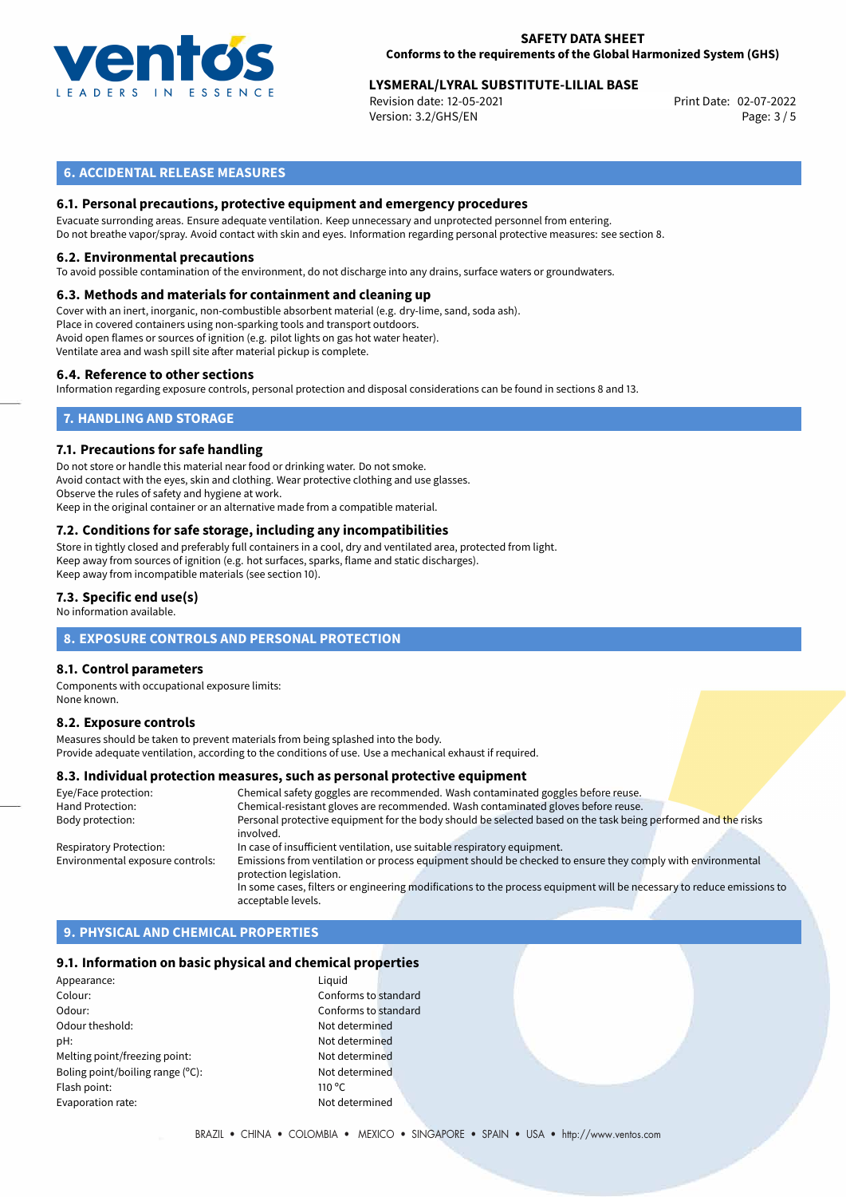## 6. ACCIDENTAL RELEASE MEASURES

### 6.1. Personal precautions, protective equipment and emergency procedures

Evacuate surrounding areas. Ensure adequate ventilation. Keep unnecessary and unprotected personnel from entering.
Do not breathe vapor/spray. Avoid contact with skin and eyes. Information regarding personal protective measures: see section 8.

### 6.2. Environmental precautions

To avoid possible contamination of the environment, do not discharge into any drains, surface waters or groundwaters.

### 6.3. Methods and materials for containment and cleaning up

Cover with an inert, inorganic, non-combustible absorbent material (e.g. dry-lime, sand, soda ash).
Place in covered containers using non-sparking tools and transport outdoors.
Avoid open flames or sources of ignition (e.g. pilot lights on gas hot water heater).
Ventilate area and wash spill site after material pickup is complete.

### 6.4. Reference to other sections

Information regarding exposure controls, personal protection and disposal considerations can be found in sections 8 and 13.

## 7. HANDLING AND STORAGE

### 7.1. Precautions for safe handling

Do not store or handle this material near food or drinking water. Do not smoke.
Avoid contact with the eyes, skin and clothing. Wear protective clothing and use glasses.
Observe the rules of safety and hygiene at work.
Keep in the original container or an alternative made from a compatible material.

### 7.2. Conditions for safe storage, including any incompatibilities

Store in tightly closed and preferably full containers in a cool, dry and ventilated area, protected from light.
Keep away from sources of ignition (e.g. hot surfaces, sparks, flame and static discharges).
Keep away from incompatible materials (see section 10).

### 7.3. Specific end use(s)

No information available.

## 8. EXPOSURE CONTROLS AND PERSONAL PROTECTION

### 8.1. Control parameters

Components with occupational exposure limits:
None known.

### 8.2. Exposure controls

Measures should be taken to prevent materials from being splashed into the body.
Provide adequate ventilation, according to the conditions of use. Use a mechanical exhaust if required.

### 8.3. Individual protection measures, such as personal protective equipment

| | |
|---|---|
| Eye/Face protection: | Chemical safety goggles are recommended. Wash contaminated goggles before reuse. |
| Hand Protection: | Chemical-resistant gloves are recommended. Wash contaminated gloves before reuse. |
| Body protection: | Personal protective equipment for the body should be selected based on the task being performed and the risks involved. |
| Respiratory Protection: | In case of insufficient ventilation, use suitable respiratory equipment. |
| Environmental exposure controls: | Emissions from ventilation or process equipment should be checked to ensure they comply with environmental protection legislation. In some cases, filters or engineering modifications to the process equipment will be necessary to reduce emissions to acceptable levels. |

## 9. PHYSICAL AND CHEMICAL PROPERTIES

### 9.1. Information on basic physical and chemical properties

| | |
|---|---|
| Appearance: | Liquid |
| Colour: | Conforms to standard |
| Odour: | Conforms to standard |
| Odour theshold: | Not determined |
| pH: | Not determined |
| Melting point/freezing point: | Not determined |
| Boling point/boiling range (°C): | Not determined |
| Flash point: | 110 °C |
| Evaporation rate: | Not determined |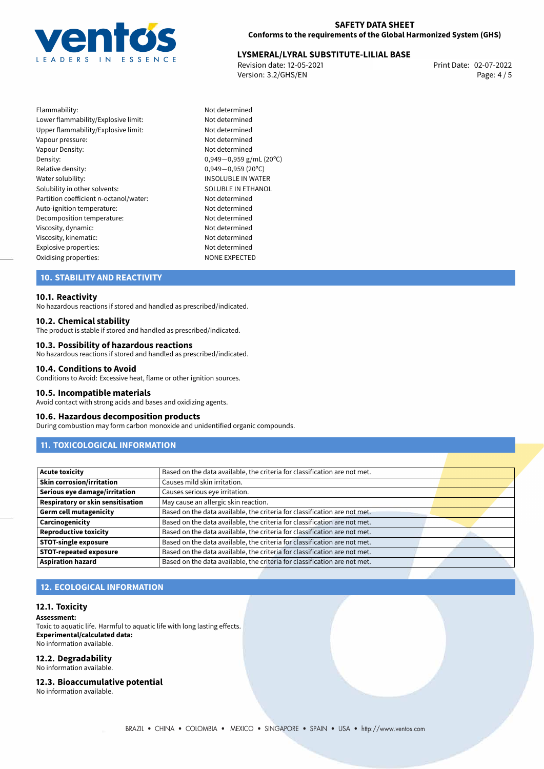| | |
|---|---|
| Flammability: | Not determined |
| Lower flammability/Explosive limit: | Not determined |
| Upper flammability/Explosive limit: | Not determined |
| Vapour pressure: | Not determined |
| Vapour Density: | Not determined |
| Density: | 0,949−0,959 g/mL (20°C) |
| Relative density: | 0,949−0,959 (20°C) |
| Water solubility: | INSOLUBLE IN WATER |
| Solubility in other solvents: | SOLUBLE IN ETHANOL |
| Partition coefficient n-octanol/water: | Not determined |
| Auto-ignition temperature: | Not determined |
| Decomposition temperature: | Not determined |
| Viscosity, dynamic: | Not determined |
| Viscosity, kinematic: | Not determined |
| Explosive properties: | Not determined |
| Oxidising properties: | NONE EXPECTED |

## 10. STABILITY AND REACTIVITY

### 10.1. Reactivity
No hazardous reactions if stored and handled as prescribed/indicated.

### 10.2. Chemical stability
The product is stable if stored and handled as prescribed/indicated.

### 10.3. Possibility of hazardous reactions
No hazardous reactions if stored and handled as prescribed/indicated.

### 10.4. Conditions to Avoid
Conditions to Avoid: Excessive heat, flame or other ignition sources.

### 10.5. Incompatible materials
Avoid contact with strong acids and bases and oxidizing agents.

### 10.6. Hazardous decomposition products
During combustion may form carbon monoxide and unidentified organic compounds.

## 11. TOXICOLOGICAL INFORMATION

| | |
|---|---|
| **Acute toxicity** | Based on the data available, the criteria for classification are not met. |
| **Skin corrosion/irritation** | Causes mild skin irritation. |
| **Serious eye damage/irritation** | Causes serious eye irritation. |
| **Respiratory or skin sensitisation** | May cause an allergic skin reaction. |
| **Germ cell mutagenicity** | Based on the data available, the criteria for classification are not met. |
| **Carcinogenicity** | Based on the data available, the criteria for classification are not met. |
| **Reproductive toxicity** | Based on the data available, the criteria for classification are not met. |
| **STOT-single exposure** | Based on the data available, the criteria for classification are not met. |
| **STOT-repeated exposure** | Based on the data available, the criteria for classification are not met. |
| **Aspiration hazard** | Based on the data available, the criteria for classification are not met. |

## 12. ECOLOGICAL INFORMATION

### 12.1. Toxicity
**Assessment:**
Toxic to aquatic life. Harmful to aquatic life with long lasting effects.
**Experimental/calculated data:**
No information available.

### 12.2. Degradability
No information available.

### 12.3. Bioaccumulative potential
No information available.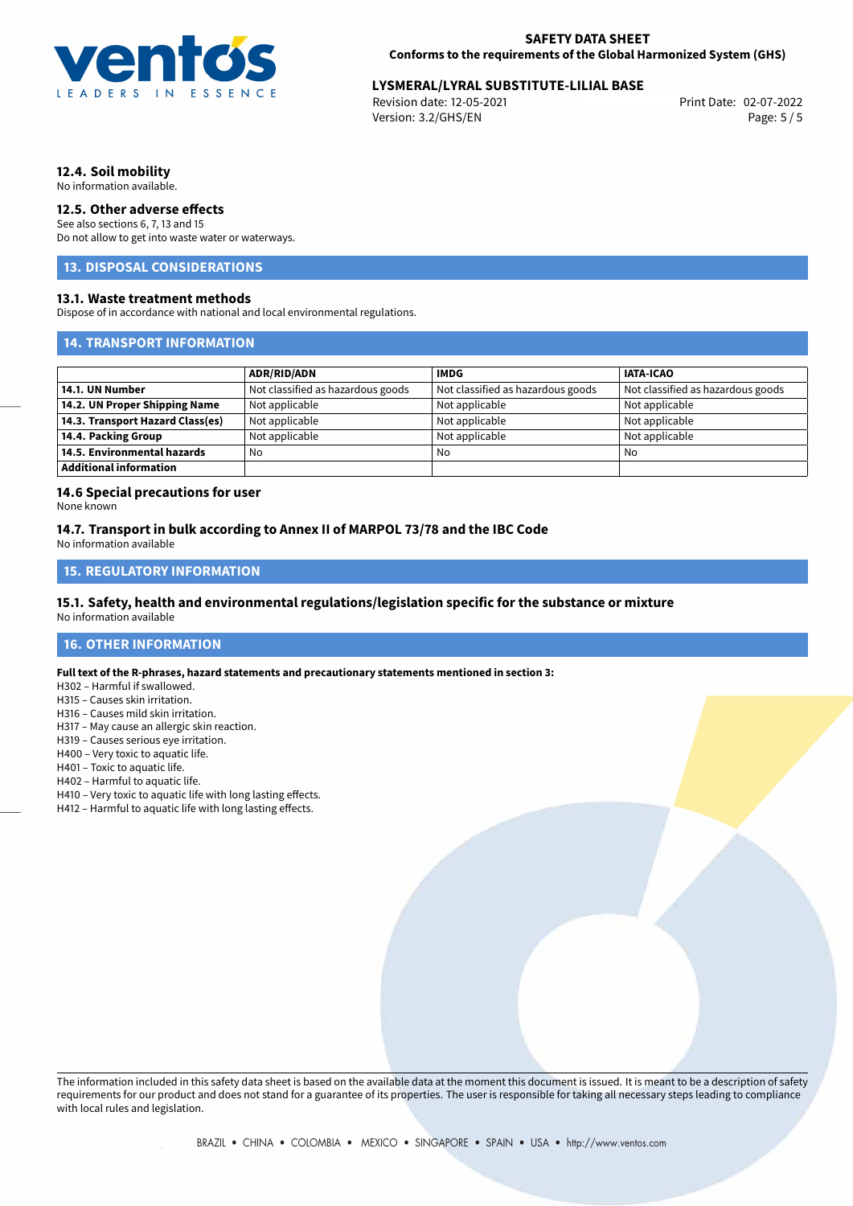### 12.4. Soil mobility

No information available.

### 12.5. Other adverse effects

See also sections 6, 7, 13 and 15

Do not allow to get into waste water or waterways.

## 13. DISPOSAL CONSIDERATIONS

### 13.1. Waste treatment methods

Dispose of in accordance with national and local environmental regulations.

## 14. TRANSPORT INFORMATION

| | ADR/RID/ADN | IMDG | IATA-ICAO |
|---|---|---|---|
| **14.1. UN Number** | Not classified as hazardous goods | Not classified as hazardous goods | Not classified as hazardous goods |
| **14.2. UN Proper Shipping Name** | Not applicable | Not applicable | Not applicable |
| **14.3. Transport Hazard Class(es)** | Not applicable | Not applicable | Not applicable |
| **14.4. Packing Group** | Not applicable | Not applicable | Not applicable |
| **14.5. Environmental hazards** | No | No | No |
| **Additional information** | | | |

### 14.6 Special precautions for user

None known

### 14.7. Transport in bulk according to Annex II of MARPOL 73/78 and the IBC Code

No information available

## 15. REGULATORY INFORMATION

### 15.1. Safety, health and environmental regulations/legislation specific for the substance or mixture

No information available

## 16. OTHER INFORMATION

**Full text of the R-phrases, hazard statements and precautionary statements mentioned in section 3:**

H302 – Harmful if swallowed.
H315 – Causes skin irritation.
H316 – Causes mild skin irritation.
H317 – May cause an allergic skin reaction.
H319 – Causes serious eye irritation.
H400 – Very toxic to aquatic life.
H401 – Toxic to aquatic life.
H402 – Harmful to aquatic life.
H410 – Very toxic to aquatic life with long lasting effects.
H412 – Harmful to aquatic life with long lasting effects.

The information included in this safety data sheet is based on the available data at the moment this document is issued. It is meant to be a description of safety requirements for our product and does not stand for a guarantee of its properties. The user is responsible for taking all necessary steps leading to compliance with local rules and legislation.